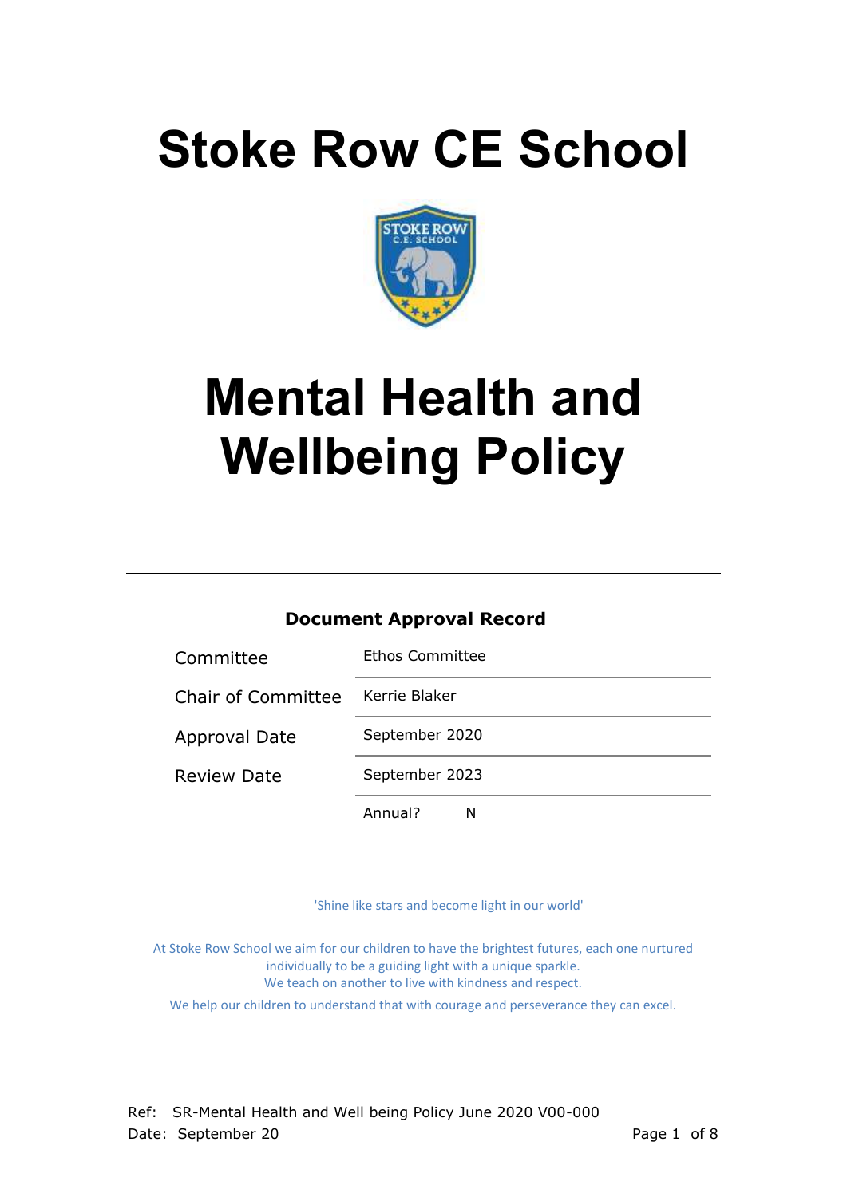# Stoke Row CE School

# Mental Health and Wellbeing Policy

**Document Approval Record**

| | |
|---|---|
| Committee | Ethos Committee |
| Chair of Committee | Kerrie Blaker |
| Approval Date | September 2020 |
| Review Date | September 2023 |
| | Annual? N |

'Shine like stars and become light in our world'

At Stoke Row School we aim for our children to have the brightest futures, each one nurtured individually to be a guiding light with a unique sparkle.
We teach on another to live with kindness and respect.

We help our children to understand that with courage and perseverance they can excel.

Ref: SR-Mental Health and Well being Policy June 2020 V00-000
Date: September 20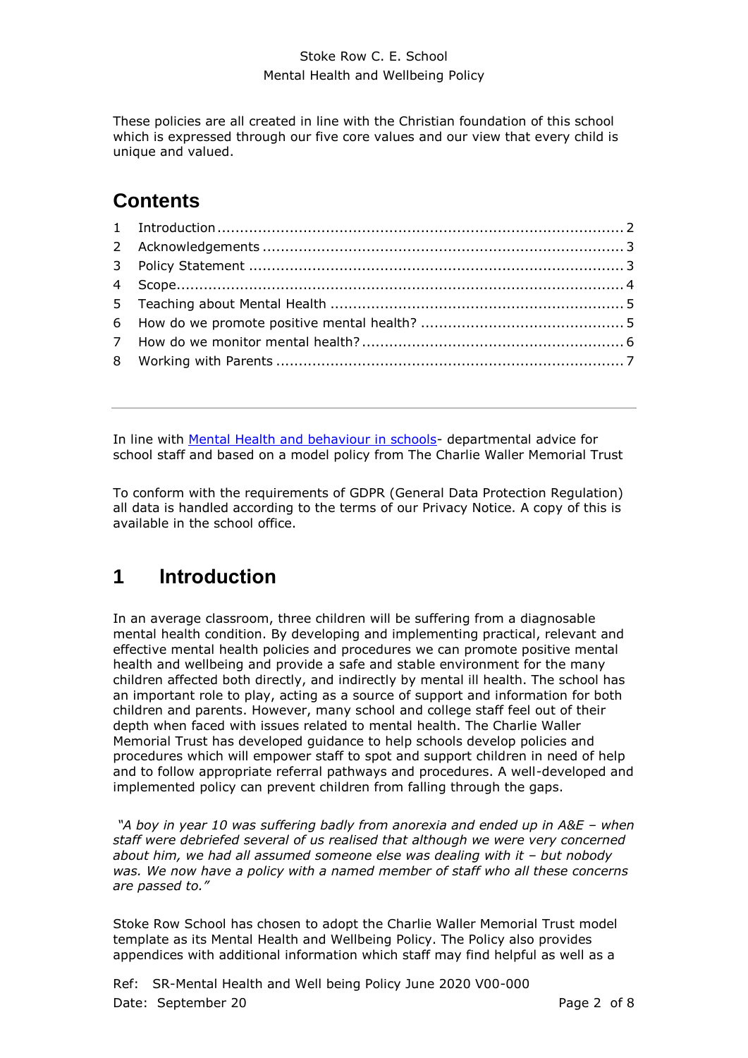These policies are all created in line with the Christian foundation of this school which is expressed through our five core values and our view that every child is unique and valued.

## Contents

1 Introduction ........ 2
2 Acknowledgements ........ 3
3 Policy Statement ........ 3
4 Scope ........ 4
5 Teaching about Mental Health ........ 5
6 How do we promote positive mental health? ........ 5
7 How do we monitor mental health? ........ 6
8 Working with Parents ........ 7

---

In line with Mental Health and behaviour in schools- departmental advice for school staff and based on a model policy from The Charlie Waller Memorial Trust

To conform with the requirements of GDPR (General Data Protection Regulation) all data is handled according to the terms of our Privacy Notice. A copy of this is available in the school office.

# 1 Introduction

In an average classroom, three children will be suffering from a diagnosable mental health condition. By developing and implementing practical, relevant and effective mental health policies and procedures we can promote positive mental health and wellbeing and provide a safe and stable environment for the many children affected both directly, and indirectly by mental ill health. The school has an important role to play, acting as a source of support and information for both children and parents. However, many school and college staff feel out of their depth when faced with issues related to mental health. The Charlie Waller Memorial Trust has developed guidance to help schools develop policies and procedures which will empower staff to spot and support children in need of help and to follow appropriate referral pathways and procedures. A well-developed and implemented policy can prevent children from falling through the gaps.

*"A boy in year 10 was suffering badly from anorexia and ended up in A&E – when staff were debriefed several of us realised that although we were very concerned about him, we had all assumed someone else was dealing with it – but nobody was. We now have a policy with a named member of staff who all these concerns are passed to."*

Stoke Row School has chosen to adopt the Charlie Waller Memorial Trust model template as its Mental Health and Wellbeing Policy. The Policy also provides appendices with additional information which staff may find helpful as well as a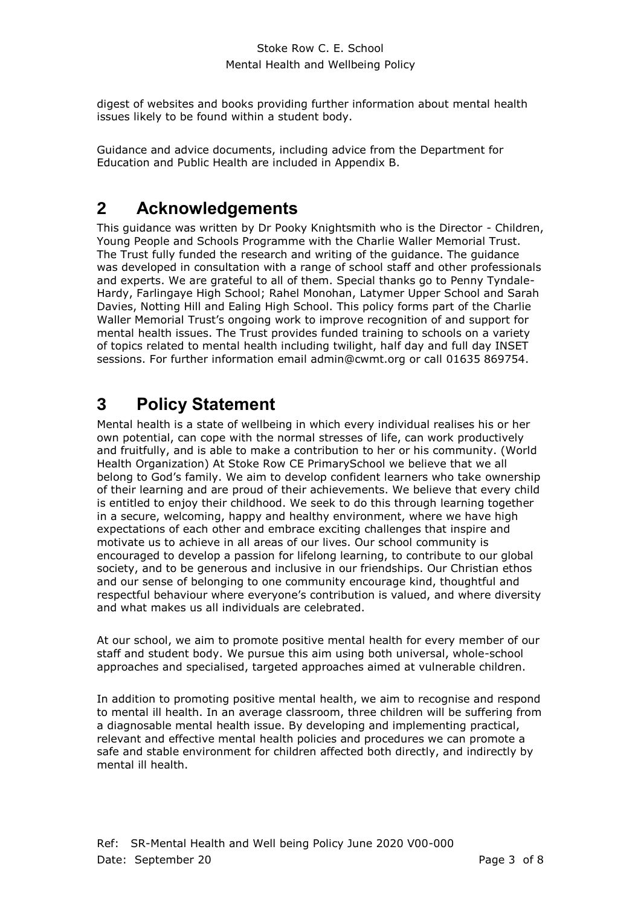digest of websites and books providing further information about mental health issues likely to be found within a student body.

Guidance and advice documents, including advice from the Department for Education and Public Health are included in Appendix B.

## 2 Acknowledgements

This guidance was written by Dr Pooky Knightsmith who is the Director - Children, Young People and Schools Programme with the Charlie Waller Memorial Trust. The Trust fully funded the research and writing of the guidance. The guidance was developed in consultation with a range of school staff and other professionals and experts. We are grateful to all of them. Special thanks go to Penny Tyndale-Hardy, Farlingaye High School; Rahel Monohan, Latymer Upper School and Sarah Davies, Notting Hill and Ealing High School. This policy forms part of the Charlie Waller Memorial Trust's ongoing work to improve recognition of and support for mental health issues. The Trust provides funded training to schools on a variety of topics related to mental health including twilight, half day and full day INSET sessions. For further information email admin@cwmt.org or call 01635 869754.

## 3 Policy Statement

Mental health is a state of wellbeing in which every individual realises his or her own potential, can cope with the normal stresses of life, can work productively and fruitfully, and is able to make a contribution to her or his community. (World Health Organization) At Stoke Row CE PrimarySchool we believe that we all belong to God's family. We aim to develop confident learners who take ownership of their learning and are proud of their achievements. We believe that every child is entitled to enjoy their childhood. We seek to do this through learning together in a secure, welcoming, happy and healthy environment, where we have high expectations of each other and embrace exciting challenges that inspire and motivate us to achieve in all areas of our lives. Our school community is encouraged to develop a passion for lifelong learning, to contribute to our global society, and to be generous and inclusive in our friendships. Our Christian ethos and our sense of belonging to one community encourage kind, thoughtful and respectful behaviour where everyone's contribution is valued, and where diversity and what makes us all individuals are celebrated.

At our school, we aim to promote positive mental health for every member of our staff and student body. We pursue this aim using both universal, whole-school approaches and specialised, targeted approaches aimed at vulnerable children.

In addition to promoting positive mental health, we aim to recognise and respond to mental ill health. In an average classroom, three children will be suffering from a diagnosable mental health issue. By developing and implementing practical, relevant and effective mental health policies and procedures we can promote a safe and stable environment for children affected both directly, and indirectly by mental ill health.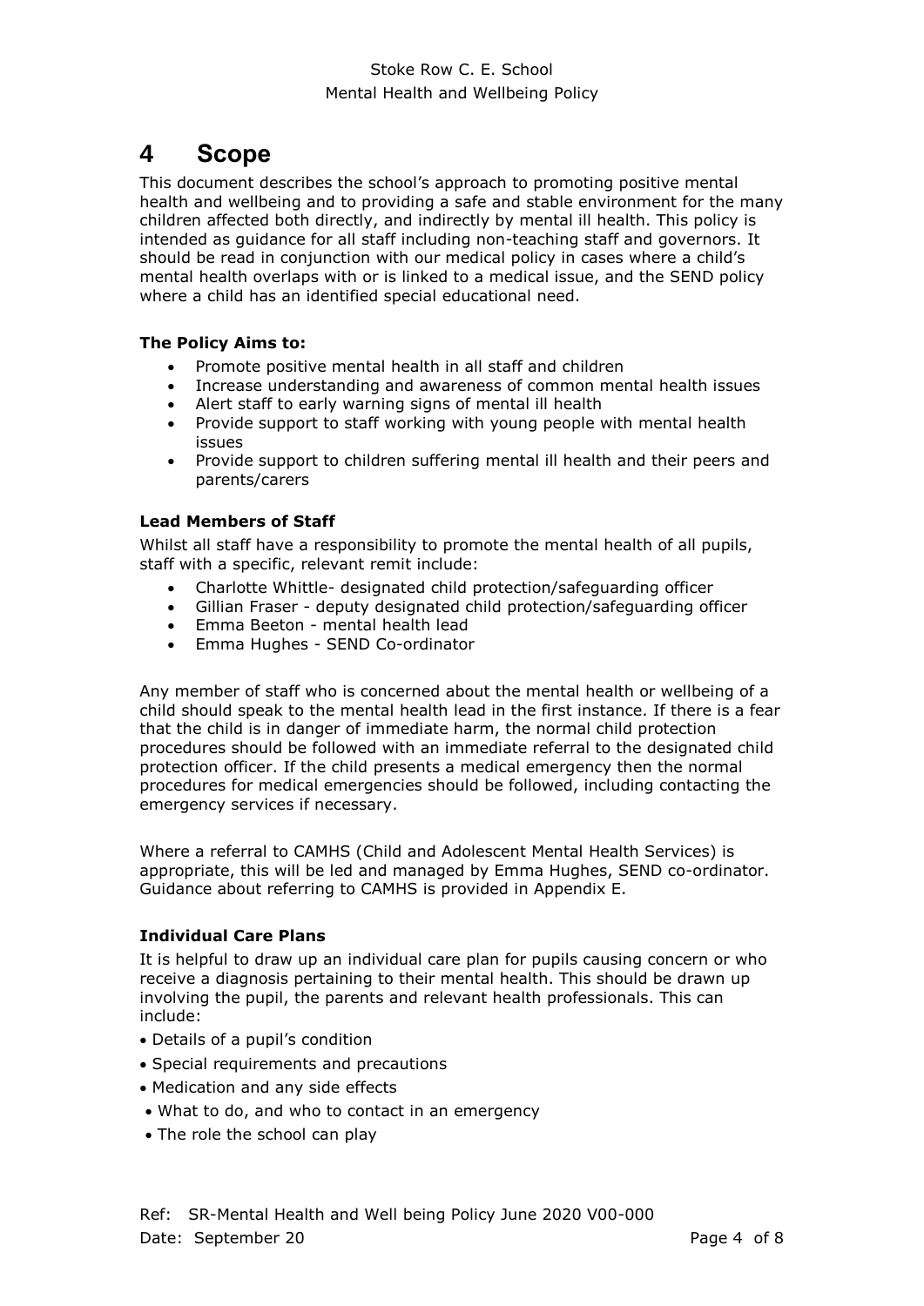# 4 Scope

This document describes the school's approach to promoting positive mental health and wellbeing and to providing a safe and stable environment for the many children affected both directly, and indirectly by mental ill health. This policy is intended as guidance for all staff including non-teaching staff and governors. It should be read in conjunction with our medical policy in cases where a child's mental health overlaps with or is linked to a medical issue, and the SEND policy where a child has an identified special educational need.

**The Policy Aims to:**

- Promote positive mental health in all staff and children
- Increase understanding and awareness of common mental health issues
- Alert staff to early warning signs of mental ill health
- Provide support to staff working with young people with mental health issues
- Provide support to children suffering mental ill health and their peers and parents/carers

**Lead Members of Staff**

Whilst all staff have a responsibility to promote the mental health of all pupils, staff with a specific, relevant remit include:

- Charlotte Whittle- designated child protection/safeguarding officer
- Gillian Fraser - deputy designated child protection/safeguarding officer
- Emma Beeton - mental health lead
- Emma Hughes - SEND Co-ordinator

Any member of staff who is concerned about the mental health or wellbeing of a child should speak to the mental health lead in the first instance. If there is a fear that the child is in danger of immediate harm, the normal child protection procedures should be followed with an immediate referral to the designated child protection officer. If the child presents a medical emergency then the normal procedures for medical emergencies should be followed, including contacting the emergency services if necessary.

Where a referral to CAMHS (Child and Adolescent Mental Health Services) is appropriate, this will be led and managed by Emma Hughes, SEND co-ordinator. Guidance about referring to CAMHS is provided in Appendix E.

**Individual Care Plans**

It is helpful to draw up an individual care plan for pupils causing concern or who receive a diagnosis pertaining to their mental health. This should be drawn up involving the pupil, the parents and relevant health professionals. This can include:

- Details of a pupil's condition
- Special requirements and precautions
- Medication and any side effects
- What to do, and who to contact in an emergency
- The role the school can play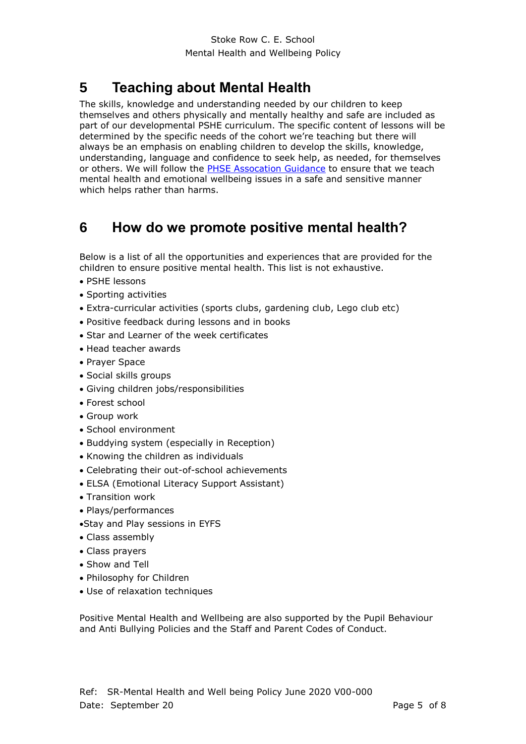## 5 Teaching about Mental Health

The skills, knowledge and understanding needed by our children to keep themselves and others physically and mentally healthy and safe are included as part of our developmental PSHE curriculum. The specific content of lessons will be determined by the specific needs of the cohort we're teaching but there will always be an emphasis on enabling children to develop the skills, knowledge, understanding, language and confidence to seek help, as needed, for themselves or others. We will follow the [PHSE Assocation Guidance]() to ensure that we teach mental health and emotional wellbeing issues in a safe and sensitive manner which helps rather than harms.

## 6 How do we promote positive mental health?

Below is a list of all the opportunities and experiences that are provided for the children to ensure positive mental health. This list is not exhaustive.

- PSHE lessons
- Sporting activities
- Extra-curricular activities (sports clubs, gardening club, Lego club etc)
- Positive feedback during lessons and in books
- Star and Learner of the week certificates
- Head teacher awards
- Prayer Space
- Social skills groups
- Giving children jobs/responsibilities
- Forest school
- Group work
- School environment
- Buddying system (especially in Reception)
- Knowing the children as individuals
- Celebrating their out-of-school achievements
- ELSA (Emotional Literacy Support Assistant)
- Transition work
- Plays/performances
- Stay and Play sessions in EYFS
- Class assembly
- Class prayers
- Show and Tell
- Philosophy for Children
- Use of relaxation techniques

Positive Mental Health and Wellbeing are also supported by the Pupil Behaviour and Anti Bullying Policies and the Staff and Parent Codes of Conduct.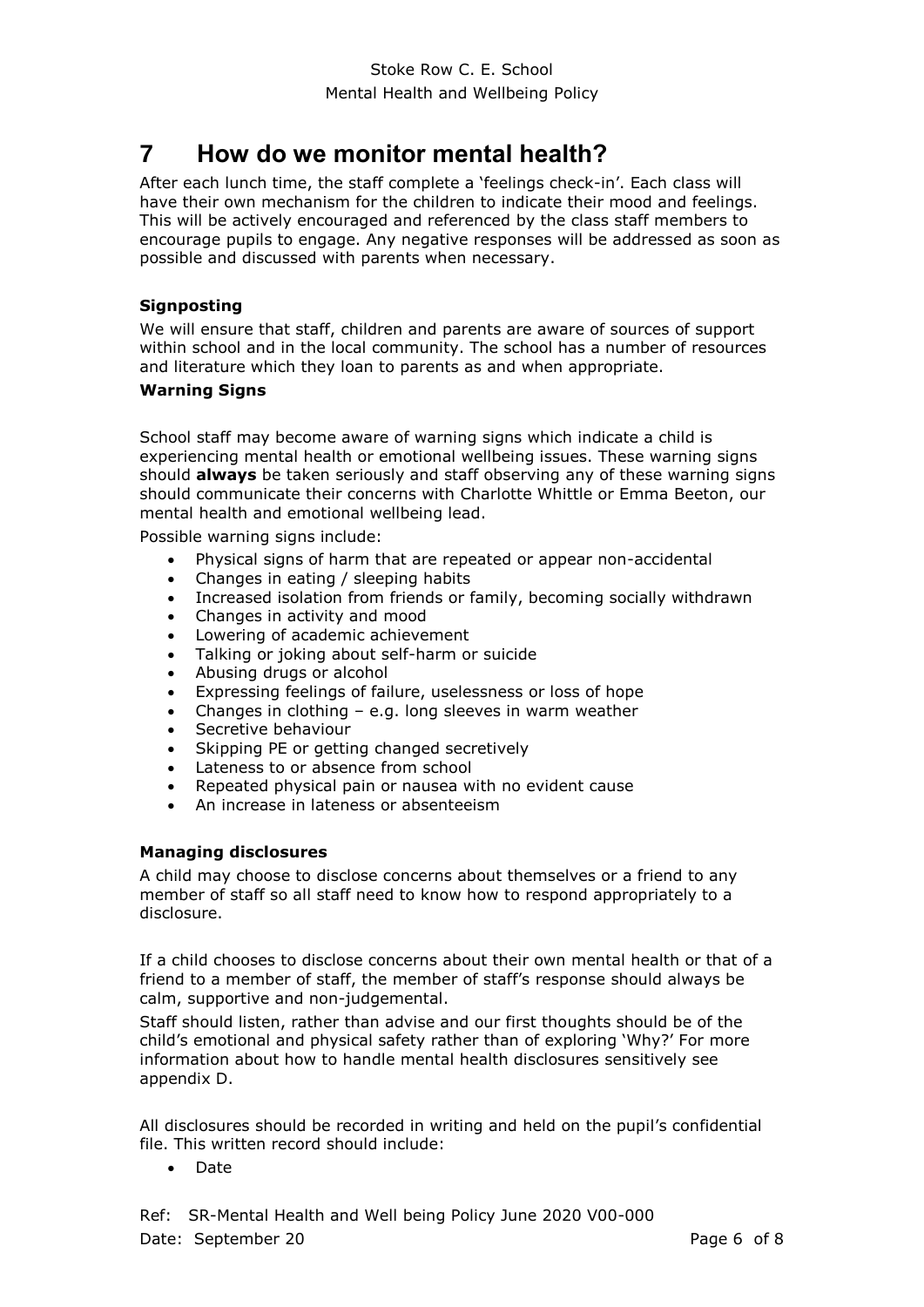# 7 How do we monitor mental health?

After each lunch time, the staff complete a 'feelings check-in'. Each class will have their own mechanism for the children to indicate their mood and feelings. This will be actively encouraged and referenced by the class staff members to encourage pupils to engage. Any negative responses will be addressed as soon as possible and discussed with parents when necessary.

### Signposting

We will ensure that staff, children and parents are aware of sources of support within school and in the local community. The school has a number of resources and literature which they loan to parents as and when appropriate.

### Warning Signs

School staff may become aware of warning signs which indicate a child is experiencing mental health or emotional wellbeing issues. These warning signs should **always** be taken seriously and staff observing any of these warning signs should communicate their concerns with Charlotte Whittle or Emma Beeton, our mental health and emotional wellbeing lead.

Possible warning signs include:

- Physical signs of harm that are repeated or appear non-accidental
- Changes in eating / sleeping habits
- Increased isolation from friends or family, becoming socially withdrawn
- Changes in activity and mood
- Lowering of academic achievement
- Talking or joking about self-harm or suicide
- Abusing drugs or alcohol
- Expressing feelings of failure, uselessness or loss of hope
- Changes in clothing – e.g. long sleeves in warm weather
- Secretive behaviour
- Skipping PE or getting changed secretively
- Lateness to or absence from school
- Repeated physical pain or nausea with no evident cause
- An increase in lateness or absenteeism

### Managing disclosures

A child may choose to disclose concerns about themselves or a friend to any member of staff so all staff need to know how to respond appropriately to a disclosure.

If a child chooses to disclose concerns about their own mental health or that of a friend to a member of staff, the member of staff's response should always be calm, supportive and non-judgemental.

Staff should listen, rather than advise and our first thoughts should be of the child's emotional and physical safety rather than of exploring 'Why?' For more information about how to handle mental health disclosures sensitively see appendix D.

All disclosures should be recorded in writing and held on the pupil's confidential file. This written record should include:

- Date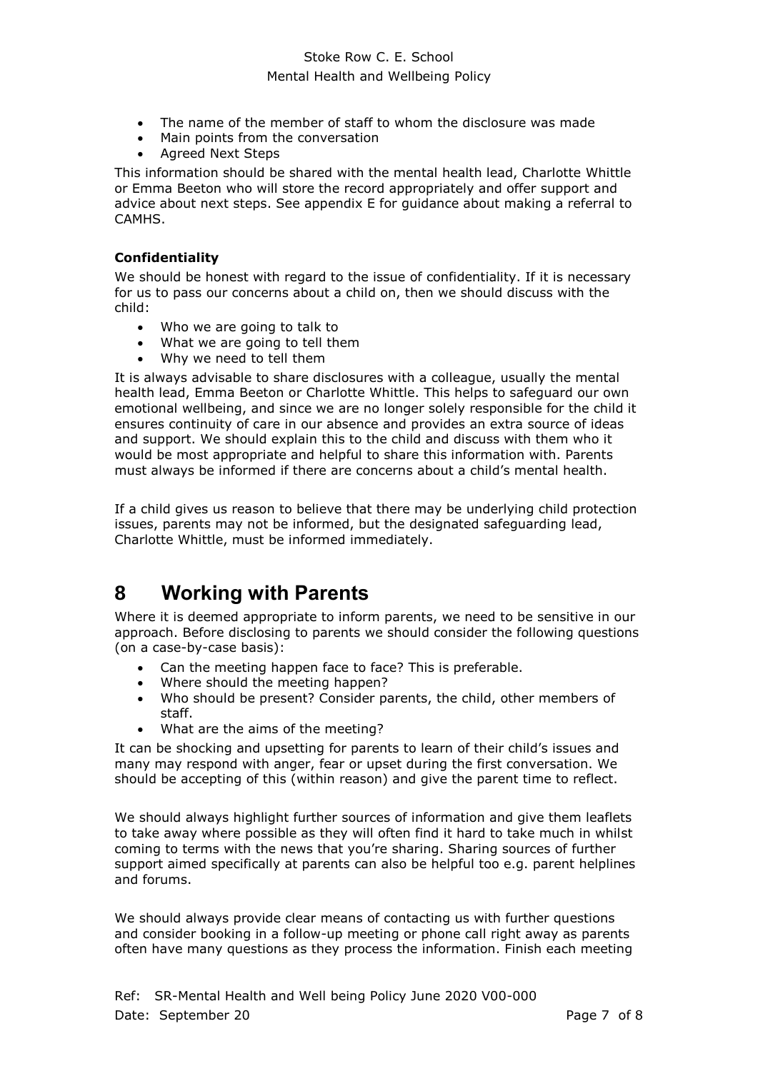- The name of the member of staff to whom the disclosure was made
- Main points from the conversation
- Agreed Next Steps

This information should be shared with the mental health lead, Charlotte Whittle or Emma Beeton who will store the record appropriately and offer support and advice about next steps. See appendix E for guidance about making a referral to CAMHS.

**Confidentiality**

We should be honest with regard to the issue of confidentiality. If it is necessary for us to pass our concerns about a child on, then we should discuss with the child:

- Who we are going to talk to
- What we are going to tell them
- Why we need to tell them

It is always advisable to share disclosures with a colleague, usually the mental health lead, Emma Beeton or Charlotte Whittle. This helps to safeguard our own emotional wellbeing, and since we are no longer solely responsible for the child it ensures continuity of care in our absence and provides an extra source of ideas and support. We should explain this to the child and discuss with them who it would be most appropriate and helpful to share this information with. Parents must always be informed if there are concerns about a child's mental health.

If a child gives us reason to believe that there may be underlying child protection issues, parents may not be informed, but the designated safeguarding lead, Charlotte Whittle, must be informed immediately.

# 8 Working with Parents

Where it is deemed appropriate to inform parents, we need to be sensitive in our approach. Before disclosing to parents we should consider the following questions (on a case-by-case basis):

- Can the meeting happen face to face? This is preferable.
- Where should the meeting happen?
- Who should be present? Consider parents, the child, other members of staff.
- What are the aims of the meeting?

It can be shocking and upsetting for parents to learn of their child's issues and many may respond with anger, fear or upset during the first conversation. We should be accepting of this (within reason) and give the parent time to reflect.

We should always highlight further sources of information and give them leaflets to take away where possible as they will often find it hard to take much in whilst coming to terms with the news that you're sharing. Sharing sources of further support aimed specifically at parents can also be helpful too e.g. parent helplines and forums.

We should always provide clear means of contacting us with further questions and consider booking in a follow-up meeting or phone call right away as parents often have many questions as they process the information. Finish each meeting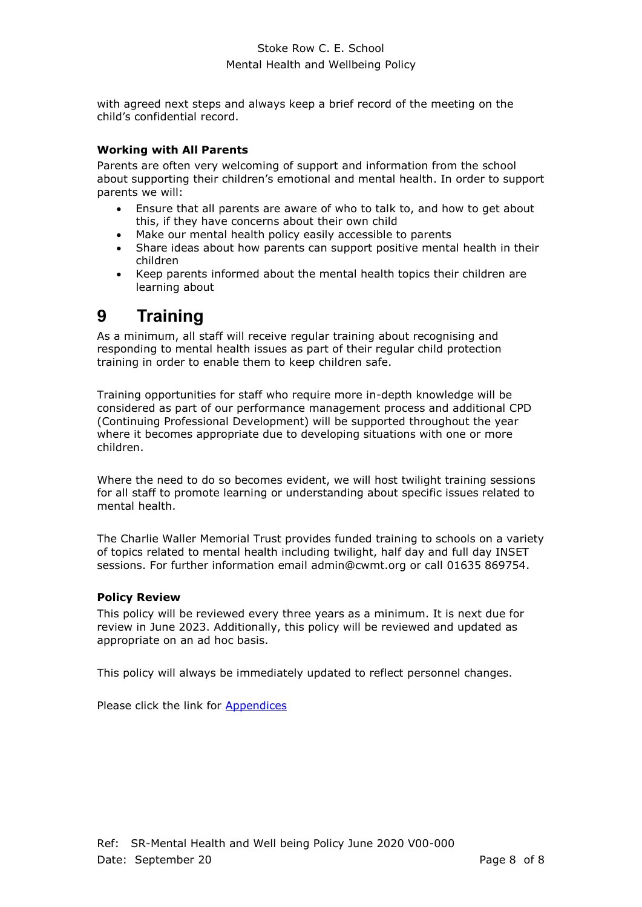with agreed next steps and always keep a brief record of the meeting on the child's confidential record.

**Working with All Parents**

Parents are often very welcoming of support and information from the school about supporting their children's emotional and mental health. In order to support parents we will:

- Ensure that all parents are aware of who to talk to, and how to get about this, if they have concerns about their own child
- Make our mental health policy easily accessible to parents
- Share ideas about how parents can support positive mental health in their children
- Keep parents informed about the mental health topics their children are learning about

# 9 Training

As a minimum, all staff will receive regular training about recognising and responding to mental health issues as part of their regular child protection training in order to enable them to keep children safe.

Training opportunities for staff who require more in-depth knowledge will be considered as part of our performance management process and additional CPD (Continuing Professional Development) will be supported throughout the year where it becomes appropriate due to developing situations with one or more children.

Where the need to do so becomes evident, we will host twilight training sessions for all staff to promote learning or understanding about specific issues related to mental health.

The Charlie Waller Memorial Trust provides funded training to schools on a variety of topics related to mental health including twilight, half day and full day INSET sessions. For further information email admin@cwmt.org or call 01635 869754.

**Policy Review**

This policy will be reviewed every three years as a minimum. It is next due for review in June 2023. Additionally, this policy will be reviewed and updated as appropriate on an ad hoc basis.

This policy will always be immediately updated to reflect personnel changes.

Please click the link for Appendices